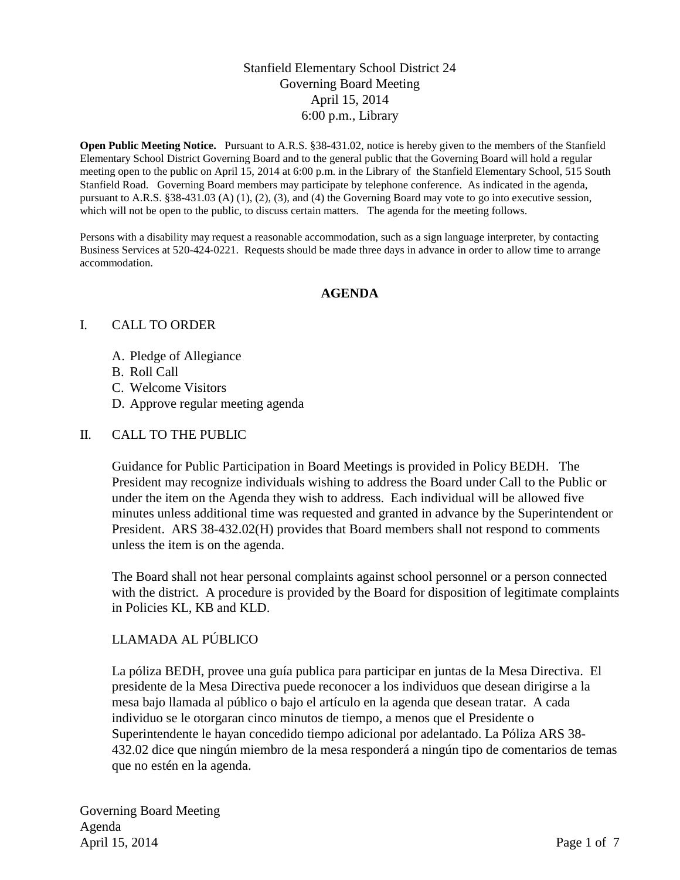# Stanfield Elementary School District 24
## Governing Board Meeting
## April 15, 2014
## 6:00 p.m., Library

**Open Public Meeting Notice.** Pursuant to A.R.S. §38-431.02, notice is hereby given to the members of the Stanfield Elementary School District Governing Board and to the general public that the Governing Board will hold a regular meeting open to the public on April 15, 2014 at 6:00 p.m. in the Library of the Stanfield Elementary School, 515 South Stanfield Road. Governing Board members may participate by telephone conference. As indicated in the agenda, pursuant to A.R.S. §38-431.03 (A) (1), (2), (3), and (4) the Governing Board may vote to go into executive session, which will not be open to the public, to discuss certain matters. The agenda for the meeting follows.

Persons with a disability may request a reasonable accommodation, such as a sign language interpreter, by contacting Business Services at 520-424-0221. Requests should be made three days in advance in order to allow time to arrange accommodation.

## AGENDA

I. CALL TO ORDER

   A. Pledge of Allegiance
   B. Roll Call
   C. Welcome Visitors
   D. Approve regular meeting agenda

II. CALL TO THE PUBLIC

   Guidance for Public Participation in Board Meetings is provided in Policy BEDH. The President may recognize individuals wishing to address the Board under Call to the Public or under the item on the Agenda they wish to address. Each individual will be allowed five minutes unless additional time was requested and granted in advance by the Superintendent or President. ARS 38-432.02(H) provides that Board members shall not respond to comments unless the item is on the agenda.

   The Board shall not hear personal complaints against school personnel or a person connected with the district. A procedure is provided by the Board for disposition of legitimate complaints in Policies KL, KB and KLD.

   LLAMADA AL PÚBLICO

   La póliza BEDH, provee una guía publica para participar en juntas de la Mesa Directiva. El presidente de la Mesa Directiva puede reconocer a los individuos que desean dirigirse a la mesa bajo llamada al público o bajo el artículo en la agenda que desean tratar. A cada individuo se le otorgaran cinco minutos de tiempo, a menos que el Presidente o Superintendente le hayan concedido tiempo adicional por adelantado. La Póliza ARS 38-432.02 dice que ningún miembro de la mesa responderá a ningún tipo de comentarios de temas que no estén en la agenda.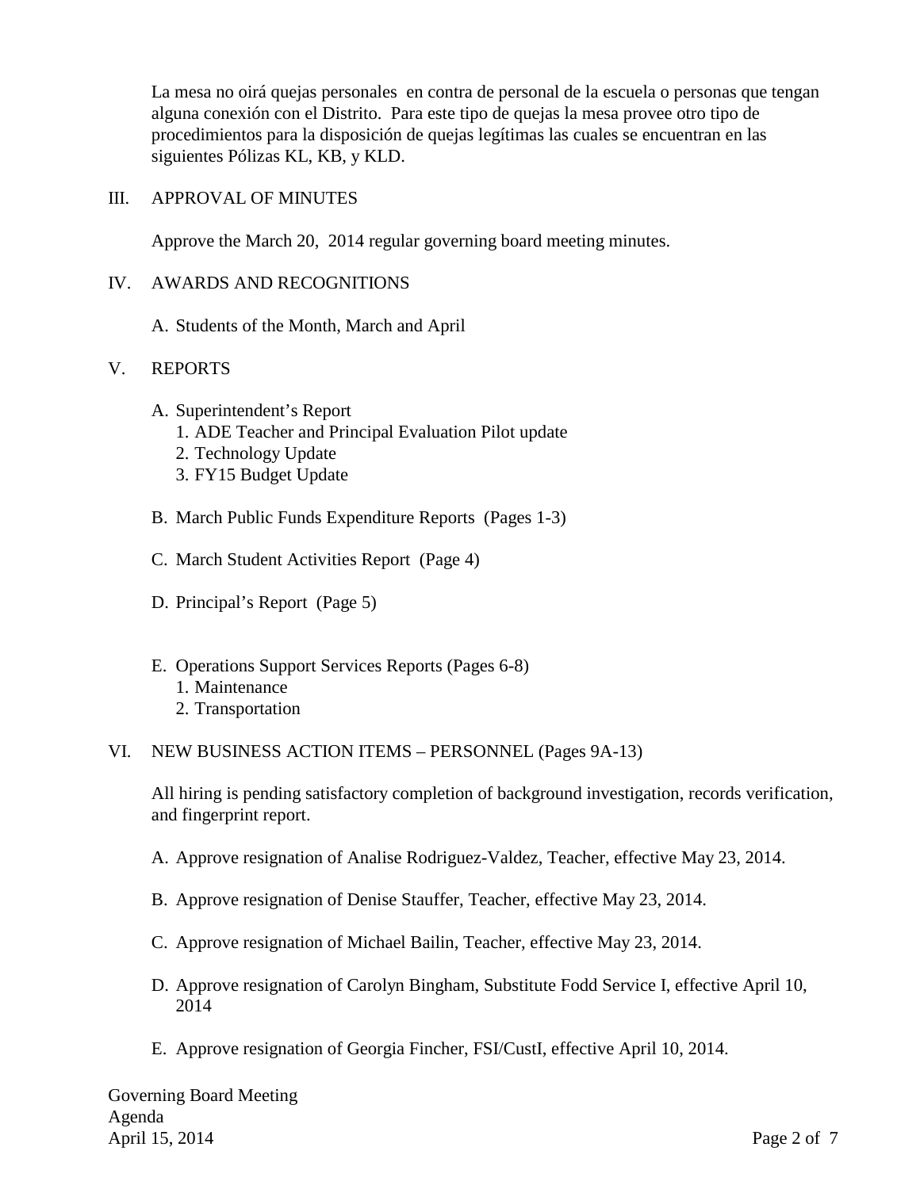La mesa no oirá quejas personales  en contra de personal de la escuela o personas que tengan alguna conexión con el Distrito.  Para este tipo de quejas la mesa provee otro tipo de procedimientos para la disposición de quejas legítimas las cuales se encuentran en las siguientes Pólizas KL, KB, y KLD.

## III. APPROVAL OF MINUTES

Approve the March 20,  2014 regular governing board meeting minutes.

## IV. AWARDS AND RECOGNITIONS

A. Students of the Month, March and April

## V. REPORTS

A. Superintendent's Report
   1. ADE Teacher and Principal Evaluation Pilot update
   2. Technology Update
   3. FY15 Budget Update

B. March Public Funds Expenditure Reports  (Pages 1-3)

C. March Student Activities Report  (Page 4)

D. Principal's Report  (Page 5)

E. Operations Support Services Reports (Pages 6-8)
   1. Maintenance
   2. Transportation

## VI. NEW BUSINESS ACTION ITEMS – PERSONNEL (Pages 9A-13)

All hiring is pending satisfactory completion of background investigation, records verification, and fingerprint report.

A. Approve resignation of Analise Rodriguez-Valdez, Teacher, effective May 23, 2014.

B. Approve resignation of Denise Stauffer, Teacher, effective May 23, 2014.

C. Approve resignation of Michael Bailin, Teacher, effective May 23, 2014.

D. Approve resignation of Carolyn Bingham, Substitute Fodd Service I, effective April 10, 2014

E. Approve resignation of Georgia Fincher, FSI/CustI, effective April 10, 2014.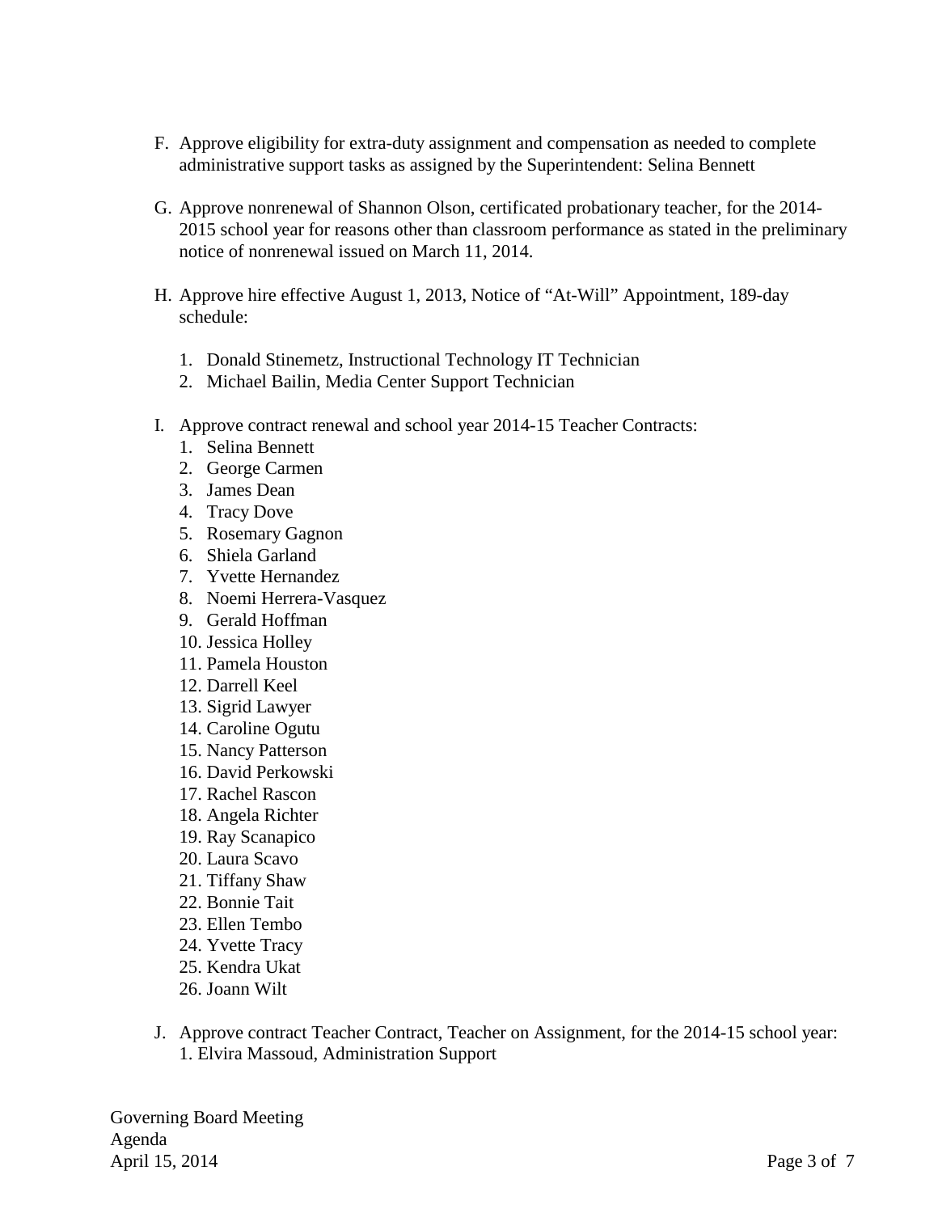F. Approve eligibility for extra-duty assignment and compensation as needed to complete administrative support tasks as assigned by the Superintendent: Selina Bennett

G. Approve nonrenewal of Shannon Olson, certificated probationary teacher, for the 2014-2015 school year for reasons other than classroom performance as stated in the preliminary notice of nonrenewal issued on March 11, 2014.

H. Approve hire effective August 1, 2013, Notice of "At-Will" Appointment, 189-day schedule:

   1. Donald Stinemetz, Instructional Technology IT Technician
   2. Michael Bailin, Media Center Support Technician

I. Approve contract renewal and school year 2014-15 Teacher Contracts:
   1. Selina Bennett
   2. George Carmen
   3. James Dean
   4. Tracy Dove
   5. Rosemary Gagnon
   6. Shiela Garland
   7. Yvette Hernandez
   8. Noemi Herrera-Vasquez
   9. Gerald Hoffman
   10. Jessica Holley
   11. Pamela Houston
   12. Darrell Keel
   13. Sigrid Lawyer
   14. Caroline Ogutu
   15. Nancy Patterson
   16. David Perkowski
   17. Rachel Rascon
   18. Angela Richter
   19. Ray Scanapico
   20. Laura Scavo
   21. Tiffany Shaw
   22. Bonnie Tait
   23. Ellen Tembo
   24. Yvette Tracy
   25. Kendra Ukat
   26. Joann Wilt

J. Approve contract Teacher Contract, Teacher on Assignment, for the 2014-15 school year:
   1. Elvira Massoud, Administration Support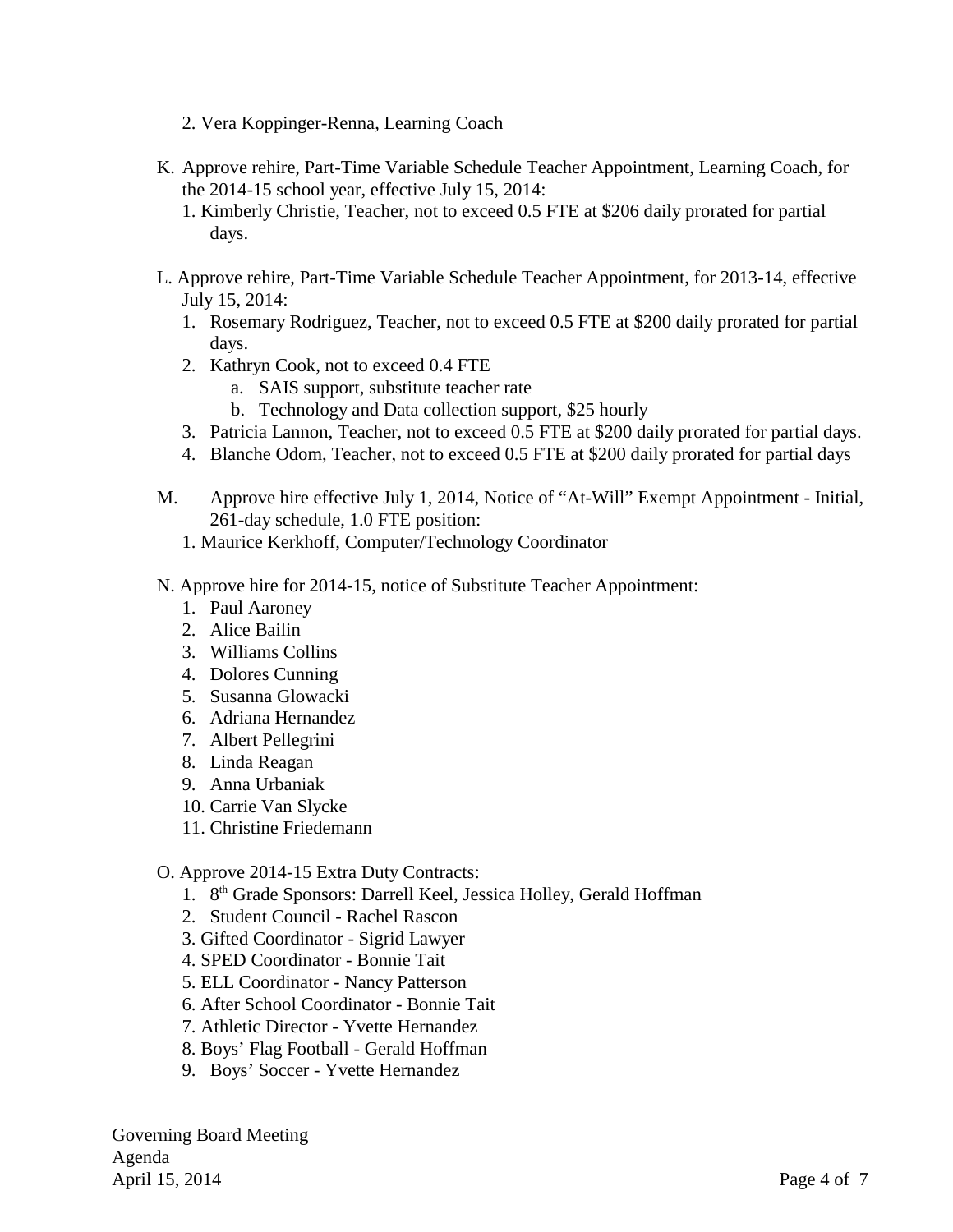2. Vera Koppinger-Renna, Learning Coach

K. Approve rehire, Part-Time Variable Schedule Teacher Appointment, Learning Coach, for the 2014-15 school year, effective July 15, 2014:
   1. Kimberly Christie, Teacher, not to exceed 0.5 FTE at $206 daily prorated for partial days.

L. Approve rehire, Part-Time Variable Schedule Teacher Appointment, for 2013-14, effective July 15, 2014:
   1. Rosemary Rodriguez, Teacher, not to exceed 0.5 FTE at $200 daily prorated for partial days.
   2. Kathryn Cook, not to exceed 0.4 FTE
      a. SAIS support, substitute teacher rate
      b. Technology and Data collection support, $25 hourly
   3. Patricia Lannon, Teacher, not to exceed 0.5 FTE at $200 daily prorated for partial days.
   4. Blanche Odom, Teacher, not to exceed 0.5 FTE at $200 daily prorated for partial days

M. Approve hire effective July 1, 2014, Notice of "At-Will" Exempt Appointment - Initial, 261-day schedule, 1.0 FTE position:
   1. Maurice Kerkhoff, Computer/Technology Coordinator

N. Approve hire for 2014-15, notice of Substitute Teacher Appointment:
   1. Paul Aaroney
   2. Alice Bailin
   3. Williams Collins
   4. Dolores Cunning
   5. Susanna Glowacki
   6. Adriana Hernandez
   7. Albert Pellegrini
   8. Linda Reagan
   9. Anna Urbaniak
   10. Carrie Van Slycke
   11. Christine Friedemann

O. Approve 2014-15 Extra Duty Contracts:
   1. 8th Grade Sponsors: Darrell Keel, Jessica Holley, Gerald Hoffman
   2. Student Council - Rachel Rascon
   3. Gifted Coordinator - Sigrid Lawyer
   4. SPED Coordinator - Bonnie Tait
   5. ELL Coordinator - Nancy Patterson
   6. After School Coordinator - Bonnie Tait
   7. Athletic Director - Yvette Hernandez
   8. Boys' Flag Football - Gerald Hoffman
   9. Boys' Soccer - Yvette Hernandez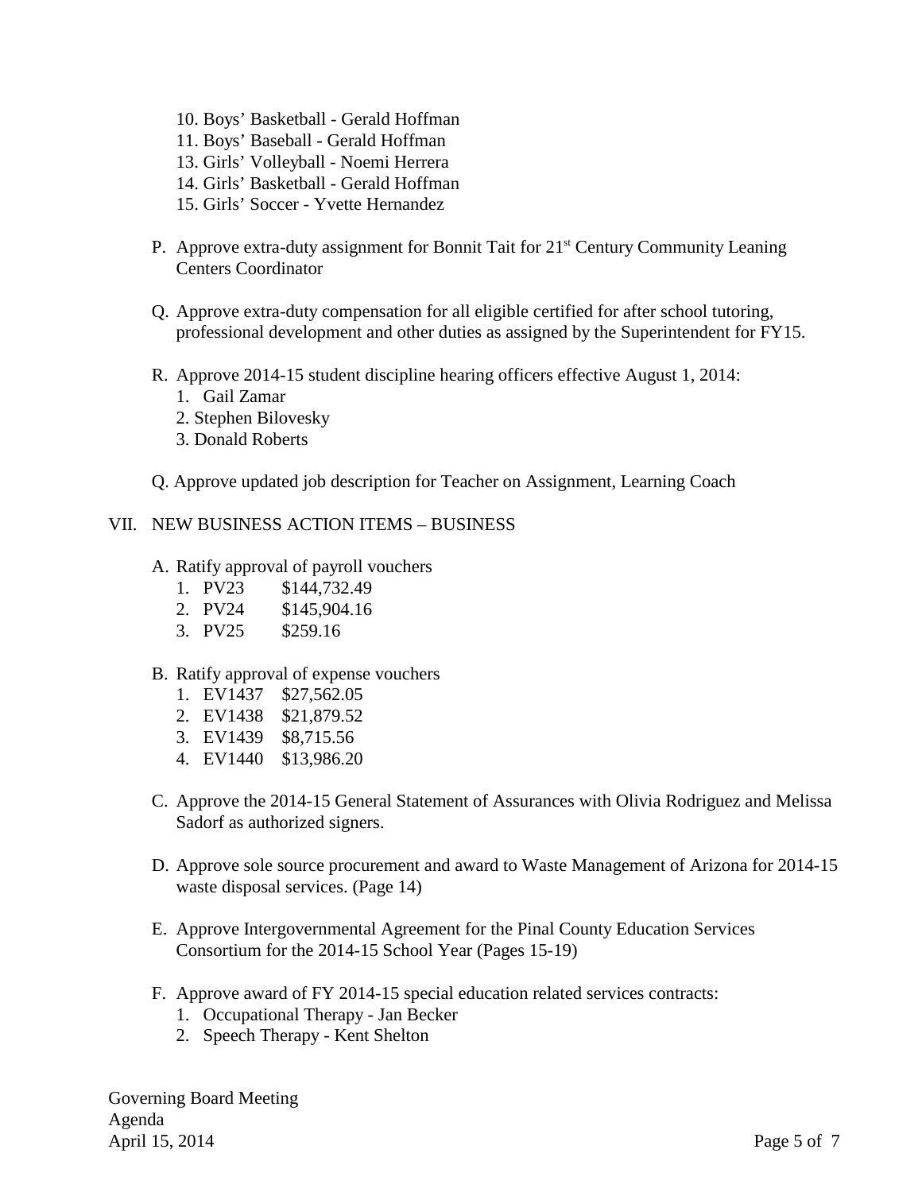10. Boys' Basketball - Gerald Hoffman
11. Boys' Baseball - Gerald Hoffman
13. Girls' Volleyball - Noemi Herrera
14. Girls' Basketball - Gerald Hoffman
15. Girls' Soccer - Yvette Hernandez

P. Approve extra-duty assignment for Bonnit Tait for 21st Century Community Leaning Centers Coordinator

Q. Approve extra-duty compensation for all eligible certified for after school tutoring, professional development and other duties as assigned by the Superintendent for FY15.

R. Approve 2014-15 student discipline hearing officers effective August 1, 2014:
1. Gail Zamar
2. Stephen Bilovesky
3. Donald Roberts

Q. Approve updated job description for Teacher on Assignment, Learning Coach

## VII. NEW BUSINESS ACTION ITEMS – BUSINESS

A. Ratify approval of payroll vouchers
1. PV23 $144,732.49
2. PV24 $145,904.16
3. PV25 $259.16

B. Ratify approval of expense vouchers
1. EV1437 $27,562.05
2. EV1438 $21,879.52
3. EV1439 $8,715.56
4. EV1440 $13,986.20

C. Approve the 2014-15 General Statement of Assurances with Olivia Rodriguez and Melissa Sadorf as authorized signers.

D. Approve sole source procurement and award to Waste Management of Arizona for 2014-15 waste disposal services. (Page 14)

E. Approve Intergovernmental Agreement for the Pinal County Education Services Consortium for the 2014-15 School Year (Pages 15-19)

F. Approve award of FY 2014-15 special education related services contracts:
1. Occupational Therapy - Jan Becker
2. Speech Therapy - Kent Shelton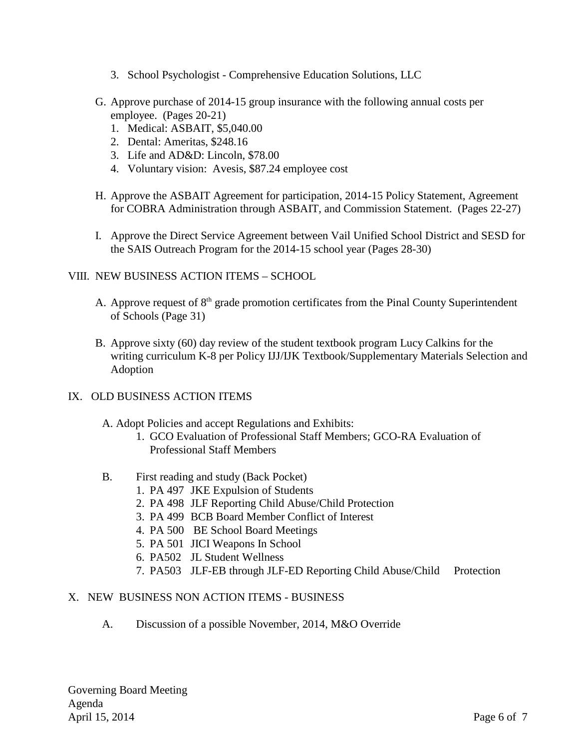3. School Psychologist - Comprehensive Education Solutions, LLC

G. Approve purchase of 2014-15 group insurance with the following annual costs per employee. (Pages 20-21)
   1. Medical: ASBAIT, $5,040.00
   2. Dental: Ameritas, $248.16
   3. Life and AD&D: Lincoln, $78.00
   4. Voluntary vision: Avesis, $87.24 employee cost

H. Approve the ASBAIT Agreement for participation, 2014-15 Policy Statement, Agreement for COBRA Administration through ASBAIT, and Commission Statement. (Pages 22-27)

I. Approve the Direct Service Agreement between Vail Unified School District and SESD for the SAIS Outreach Program for the 2014-15 school year (Pages 28-30)

## VIII. NEW BUSINESS ACTION ITEMS – SCHOOL

A. Approve request of 8th grade promotion certificates from the Pinal County Superintendent of Schools (Page 31)

B. Approve sixty (60) day review of the student textbook program Lucy Calkins for the writing curriculum K-8 per Policy IJJ/IJK Textbook/Supplementary Materials Selection and Adoption

## IX. OLD BUSINESS ACTION ITEMS

A. Adopt Policies and accept Regulations and Exhibits:
   1. GCO Evaluation of Professional Staff Members; GCO-RA Evaluation of Professional Staff Members

B. First reading and study (Back Pocket)
   1. PA 497 JKE Expulsion of Students
   2. PA 498 JLF Reporting Child Abuse/Child Protection
   3. PA 499 BCB Board Member Conflict of Interest
   4. PA 500 BE School Board Meetings
   5. PA 501 JICI Weapons In School
   6. PA502 JL Student Wellness
   7. PA503 JLF-EB through JLF-ED Reporting Child Abuse/Child Protection

## X. NEW BUSINESS NON ACTION ITEMS - BUSINESS

A. Discussion of a possible November, 2014, M&O Override

Governing Board Meeting
Agenda
April 15, 2014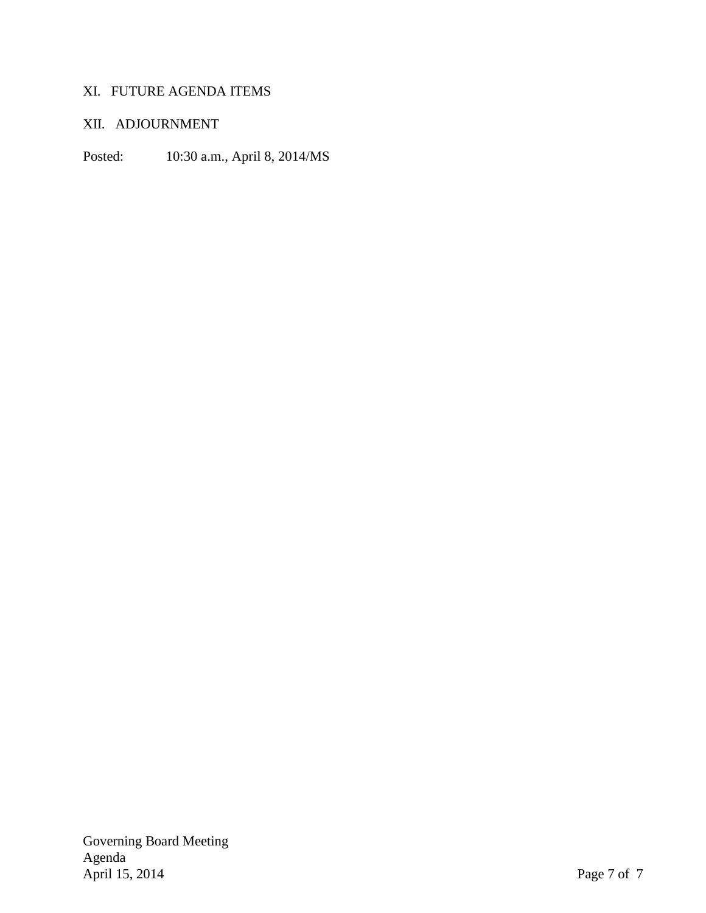XI. FUTURE AGENDA ITEMS

XII. ADJOURNMENT

Posted: 10:30 a.m., April 8, 2014/MS